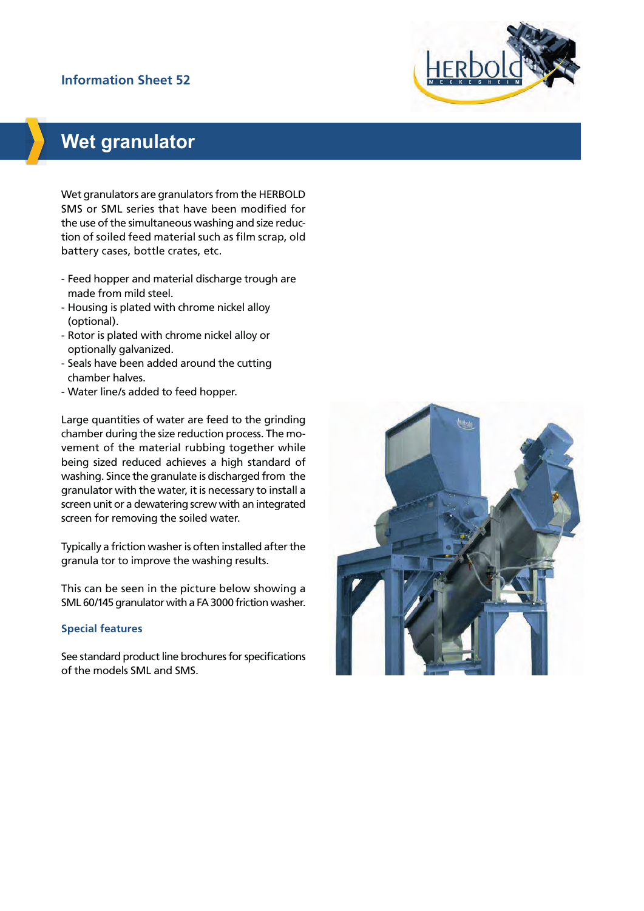Information Sheet 52

# Wet granulator

Wet granulators are granulators from the HERBOLD SMS or SML series that have been modified for the use of the simultaneous washing and size reduction of soiled feed material such as film scrap, old battery cases, bottle crates, etc.

- Feed hopper and material discharge trough are made from mild steel.
- Housing is plated with chrome nickel alloy (optional).
- Rotor is plated with chrome nickel alloy or optionally galvanized.
- Seals have been added around the cutting chamber halves.
- Water line/s added to feed hopper.

Large quantities of water are feed to the grinding chamber during the size reduction process. The movement of the material rubbing together while being sized reduced achieves a high standard of washing. Since the granulate is discharged from the granulator with the water, it is necessary to install a screen unit or a dewatering screw with an integrated screen for removing the soiled water.

Typically a friction washer is often installed after the granula tor to improve the washing results.

This can be seen in the picture below showing a SML 60/145 granulator with a FA 3000 friction washer.

### Special features

See standard product line brochures for specifications of the models SML and SMS.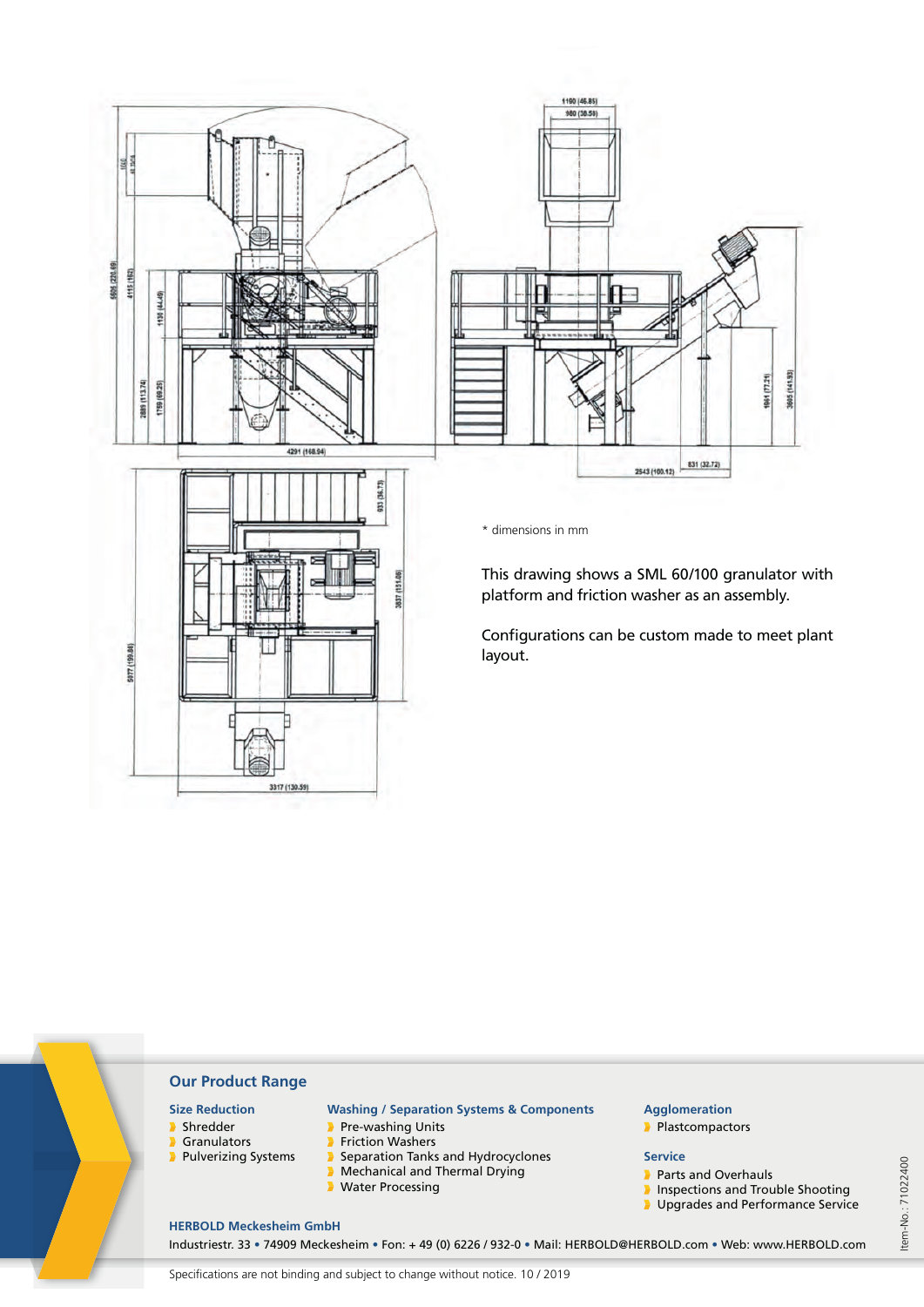4291 (168.94)

5605 (220.69)

4115 (162)

1130 (44.49)

2889 (113.74)

1759 (69.25)

1160 (45.85)

980 (38.59)

1961 (77.21)

3605 (141.93)

2543 (100.12)

831 (32.72)

933 (36.73)

3837 (151.06)

5077 (199.88)

3317 (130.59)

\* dimensions in mm

This drawing shows a SML 60/100 granulator with platform and friction washer as an assembly.

Configurations can be custom made to meet plant layout.

## Our Product Range

**Size Reduction**

- Shredder
- Granulators
- Pulverizing Systems

**Washing / Separation Systems & Components**

- Pre-washing Units
- Friction Washers
- Separation Tanks and Hydrocyclones
- Mechanical and Thermal Drying
- Water Processing

**Agglomeration**

- Plastcompactors

**Service**

- Parts and Overhauls
- Inspections and Trouble Shooting
- Upgrades and Performance Service

**HERBOLD Meckesheim GmbH**

Industriestr. 33 • 74909 Meckesheim • Fon: + 49 (0) 6226 / 932-0 • Mail: HERBOLD@HERBOLD.com • Web: www.HERBOLD.com

Item-No.: 71022400

Specifications are not binding and subject to change without notice. 10 / 2019